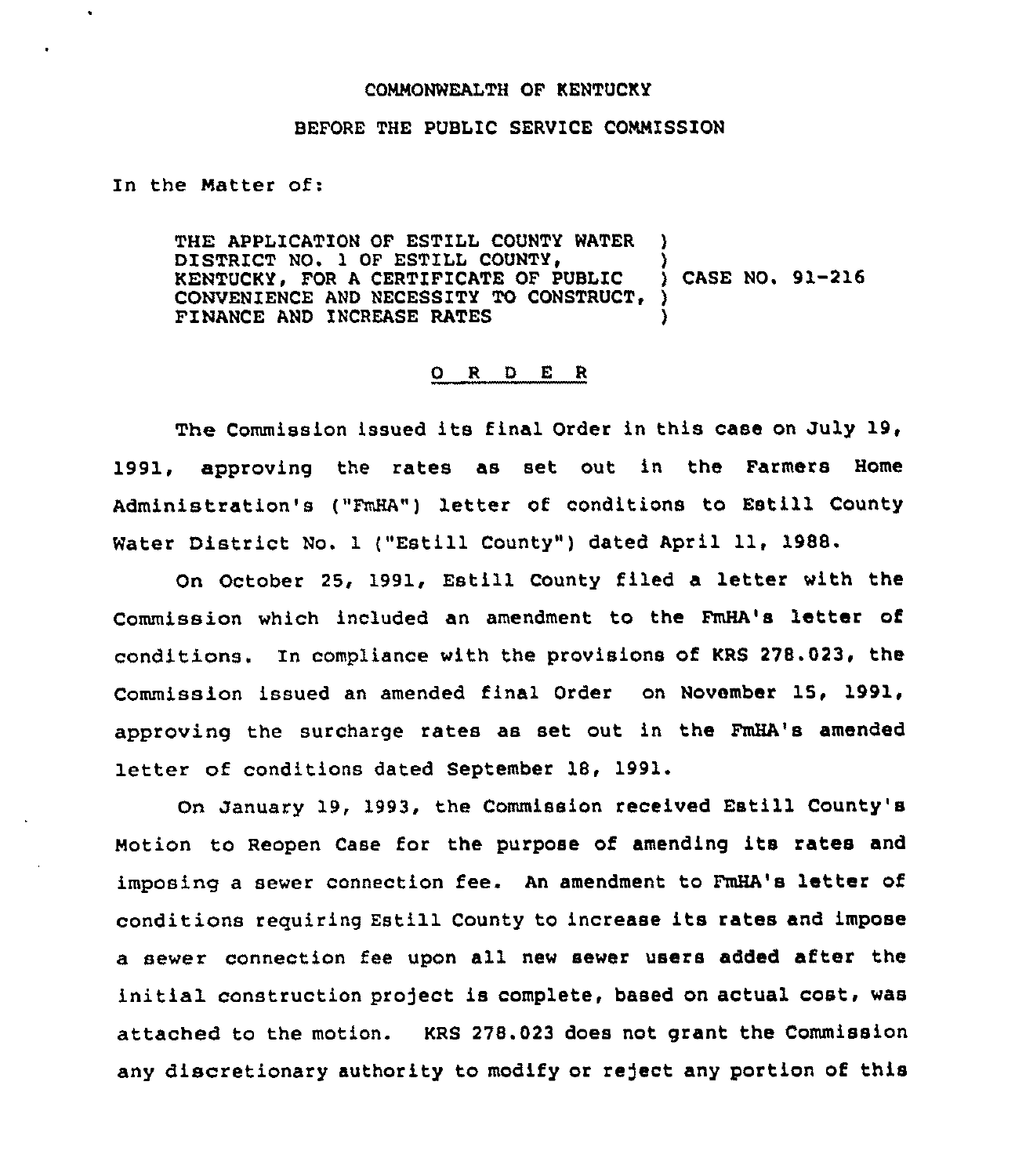COMMONWEALTH OF KENTUCKY

BEFORE THE PUBLIC SERVICE COMMISSION

In the Matter of:

THE APPLICATION OF ESTILL COUNTY WATER DISTRICT NO. 1 OF ESTILL COUNTY, KENTUCKY, FOR A CERTIFICATE OF PUBLIC CONVENIENCE AND NECESSITY TO CONSTRUCT, FINANCE AND INCREASE RATES ) CASE NO. 91-216

## O R D E R

The Commission issued its final Order in this case on July 19, 1991, approving the rates as set out in the Farmers Home Administration's ("FmHA") letter of conditions to Estill County Water District No. 1 ("Estill County") dated April 11, 1988.

On October 25, 1991, Estill County filed a letter with the Commission which included an amendment to the FmHA's letter of conditions. In compliance with the provisions of KRS 278.023, the Commission issued an amended final Order on November 15, 1991, approving the surcharge rates as set out in the FmHA's amended letter of conditions dated September 18, 1991.

On January 19, 1993, the Commission received Estill County's Motion to Reopen Case for the purpose of amending its rates and imposing a sewer connection fee. An amendment to FmHA's letter of conditions requiring Estill County to increase its rates and impose a sewer connection fee upon all new sewer users added after the initial construction project is complete, based on actual cost, was attached to the motion. KRS 278.023 does not grant the Commission any discretionary authority to modify or reject any portion of this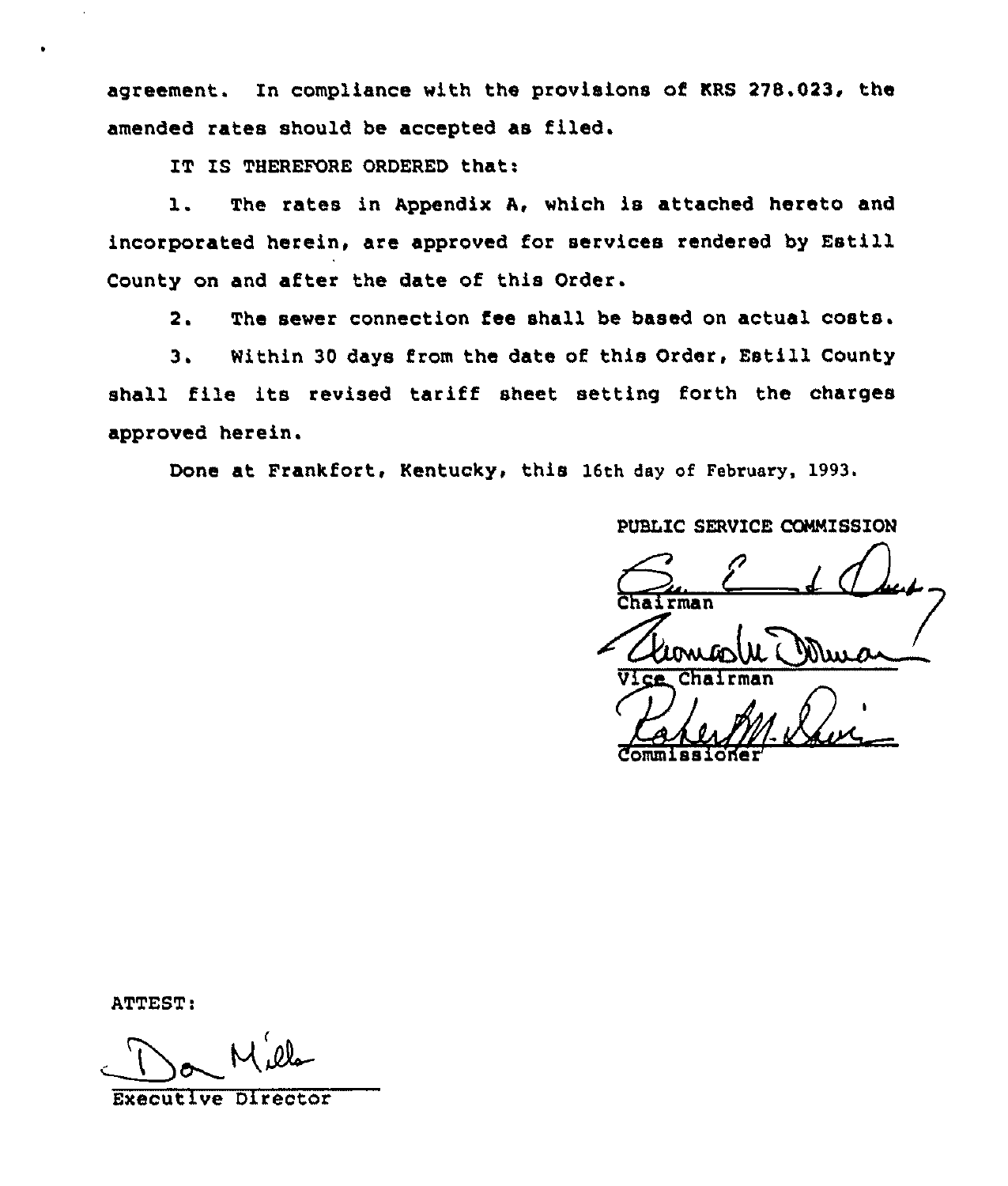agreement. In compliance with the provisions of KRS 278.023, the amended rates should be accepted as filed.

IT IS THEREFORE ORDERED that:

1. The rates in Appendix A, which is attached hereto and incorporated herein, are approved for services rendered by Estill County on and after the date of this Order.

2. The sewer connection fee shall be based on actual costs.

3. Within 30 days from the date of this Order, Estill County shall file its revised tariff sheet setting forth the charges approved herein.

Done at Frankfort, Kentucky, this 16th day of February, 1993.

PUBLIC SERVICE COMMISSION

Chairman

Vice Chairman

Commissioner

ATTEST:

Executive Director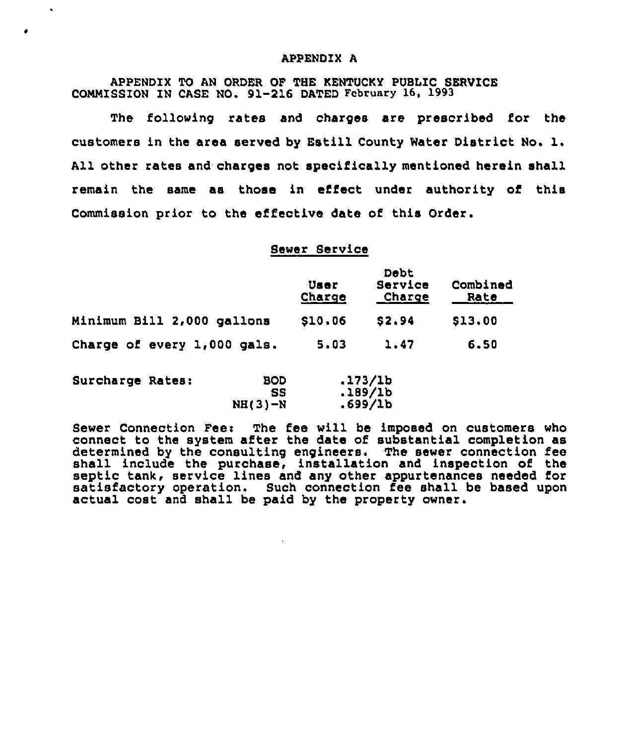# APPENDIX A

APPENDIX TO AN ORDER OF THE KENTUCKY PUBLIC SERVICE COMMISSION IN CASE NO. 91-216 DATED February 16, 1993

The following rates and charges are prescribed for the customers in the area served by Estill County Water District No. 1. All other rates and charges not specifically mentioned herein shall remain the same as those in effect under authority of this Commission prior to the effective date of this Order.

## Sewer Service

| | User Charge | Debt Service Charge | Combined Rate |
|---|---|---|---|
| Minimum Bill 2,000 gallons | \$10.06 | \$2.94 | \$13.00 |
| Charge of every 1,000 gals. | 5.03 | 1.47 | 6.50 |

| | | |
|---|---|---|
| Surcharge Rates: | BOD | .173/lb |
| | SS | .189/lb |
| | NH(3)-N | .699/lb |

Sewer Connection Fee: The fee will be imposed on customers who connect to the system after the date of substantial completion as determined by the consulting engineers. The sewer connection fee shall include the purchase, installation and inspection of the septic tank, service lines and any other appurtenances needed for satisfactory operation. Such connection fee shall be based upon actual cost and shall be paid by the property owner.